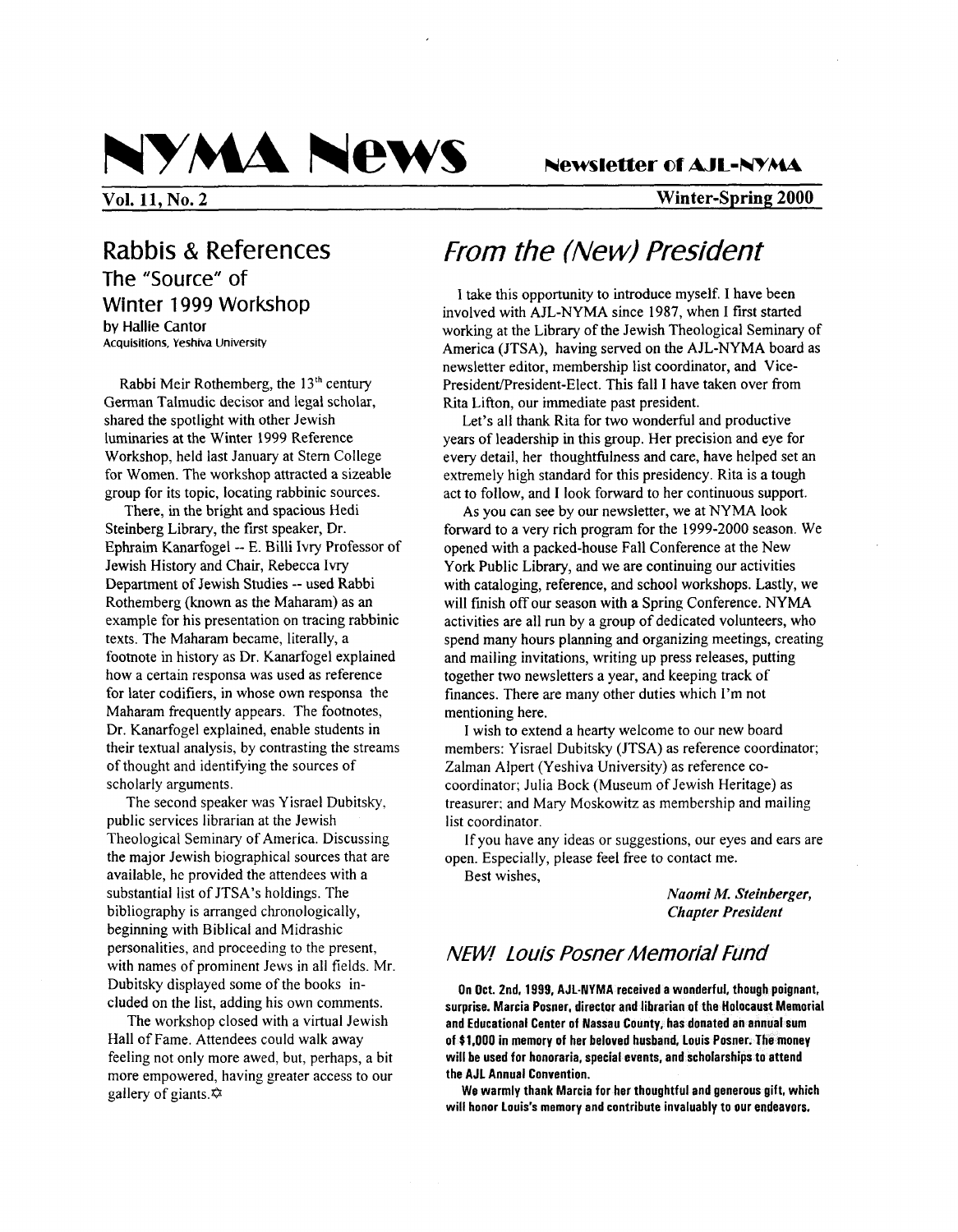# NYMA News

**Newsletter of AJL-NYMA**

**Vol. 11, No. 2** **Winter-Spring 2000**

## Rabbis & References
### The "Source" of Winter 1999 Workshop

by Hallie Cantor
Acquisitions, Yeshiva University

Rabbi Meir Rothemberg, the 13th century German Talmudic decisor and legal scholar, shared the spotlight with other Jewish luminaries at the Winter 1999 Reference Workshop, held last January at Stern College for Women. The workshop attracted a sizeable group for its topic, locating rabbinic sources.

There, in the bright and spacious Hedi Steinberg Library, the first speaker, Dr. Ephraim Kanarfogel -- E. Billi Ivry Professor of Jewish History and Chair, Rebecca Ivry Department of Jewish Studies -- used Rabbi Rothemberg (known as the Maharam) as an example for his presentation on tracing rabbinic texts. The Maharam became, literally, a footnote in history as Dr. Kanarfogel explained how a certain responsa was used as reference for later codifiers, in whose own responsa the Maharam frequently appears. The footnotes, Dr. Kanarfogel explained, enable students in their textual analysis, by contrasting the streams of thought and identifying the sources of scholarly arguments.

The second speaker was Yisrael Dubitsky, public services librarian at the Jewish Theological Seminary of America. Discussing the major Jewish biographical sources that are available, he provided the attendees with a substantial list of JTSA's holdings. The bibliography is arranged chronologically, beginning with Biblical and Midrashic personalities, and proceeding to the present, with names of prominent Jews in all fields. Mr. Dubitsky displayed some of the books included on the list, adding his own comments.

The workshop closed with a virtual Jewish Hall of Fame. Attendees could walk away feeling not only more awed, but, perhaps, a bit more empowered, having greater access to our gallery of giants. ✡

## *From the (New) President*

I take this opportunity to introduce myself. I have been involved with AJL-NYMA since 1987, when I first started working at the Library of the Jewish Theological Seminary of America (JTSA), having served on the AJL-NYMA board as newsletter editor, membership list coordinator, and Vice-President/President-Elect. This fall I have taken over from Rita Lifton, our immediate past president.

Let's all thank Rita for two wonderful and productive years of leadership in this group. Her precision and eye for every detail, her thoughtfulness and care, have helped set an extremely high standard for this presidency. Rita is a tough act to follow, and I look forward to her continuous support.

As you can see by our newsletter, we at NYMA look forward to a very rich program for the 1999-2000 season. We opened with a packed-house Fall Conference at the New York Public Library, and we are continuing our activities with cataloging, reference, and school workshops. Lastly, we will finish off our season with a Spring Conference. NYMA activities are all run by a group of dedicated volunteers, who spend many hours planning and organizing meetings, creating and mailing invitations, writing up press releases, putting together two newsletters a year, and keeping track of finances. There are many other duties which I'm not mentioning here.

I wish to extend a hearty welcome to our new board members: Yisrael Dubitsky (JTSA) as reference coordinator; Zalman Alpert (Yeshiva University) as reference co-coordinator; Julia Bock (Museum of Jewish Heritage) as treasurer; and Mary Moskowitz as membership and mailing list coordinator.

If you have any ideas or suggestions, our eyes and ears are open. Especially, please feel free to contact me.

Best wishes,

*Naomi M. Steinberger,*
*Chapter President*

## *NEW! Louis Posner Memorial Fund*

**On Oct. 2nd, 1999, AJL-NYMA received a wonderful, though poignant, surprise. Marcia Posner, director and librarian of the Holocaust Memorial and Educational Center of Nassau County, has donated an annual sum of $1,000 in memory of her beloved husband, Louis Posner. The money will be used for honoraria, special events, and scholarships to attend the AJL Annual Convention.**

**We warmly thank Marcia for her thoughtful and generous gift, which will honor Louis's memory and contribute invaluably to our endeavors.**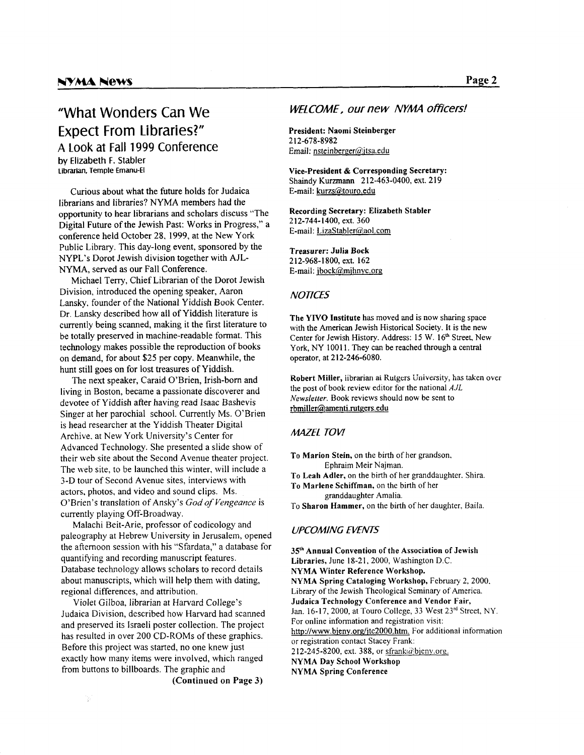# "What Wonders Can We Expect From Libraries?"

## A Look at Fall 1999 Conference

by Elizabeth F. Stabler
Librarian, Temple Emanu-El

Curious about what the future holds for Judaica librarians and libraries? NYMA members had the opportunity to hear librarians and scholars discuss "The Digital Future of the Jewish Past: Works in Progress," a conference held October 28, 1999, at the New York Public Library. This day-long event, sponsored by the NYPL's Dorot Jewish division together with AJL-NYMA, served as our Fall Conference.

Michael Terry, Chief Librarian of the Dorot Jewish Division, introduced the opening speaker, Aaron Lansky, founder of the National Yiddish Book Center. Dr. Lansky described how all of Yiddish literature is currently being scanned, making it the first literature to be totally preserved in machine-readable format. This technology makes possible the reproduction of books on demand, for about $25 per copy. Meanwhile, the hunt still goes on for lost treasures of Yiddish.

The next speaker, Caraid O'Brien, Irish-born and living in Boston, became a passionate discoverer and devotee of Yiddish after having read Isaac Bashevis Singer at her parochial school. Currently Ms. O'Brien is head researcher at the Yiddish Theater Digital Archive, at New York University's Center for Advanced Technology. She presented a slide show of their web site about the Second Avenue theater project. The web site, to be launched this winter, will include a 3-D tour of Second Avenue sites, interviews with actors, photos, and video and sound clips. Ms. O'Brien's translation of Ansky's *God of Vengeance* is currently playing Off-Broadway.

Malachi Beit-Arie, professor of codicology and paleography at Hebrew University in Jerusalem, opened the afternoon session with his "Sfardata," a database for quantifying and recording manuscript features. Database technology allows scholars to record details about manuscripts, which will help them with dating, regional differences, and attribution.

Violet Gilboa, librarian at Harvard College's Judaica Division, described how Harvard had scanned and preserved its Israeli poster collection. The project has resulted in over 200 CD-ROMs of these graphics. Before this project was started, no one knew just exactly how many items were involved, which ranged from buttons to billboards. The graphic and

**(Continued on Page 3)**

## *WELCOME, our new NYMA officers!*

**President: Naomi Steinberger**
212-678-8982
Email: nsteinberger@jtsa.edu

**Vice-President & Corresponding Secretary:**
Shaindy Kurzmann 212-463-0400, ext. 219
E-mail: kurzs@touro.edu

**Recording Secretary: Elizabeth Stabler**
212-744-1400, ext. 360
E-mail: LizaStabler@aol.com

**Treasurer: Julia Bock**
212-968-1800, ext. 162
E-mail: jbock@mjhnyc.org

## *NOTICES*

**The YIVO Institute** has moved and is now sharing space with the American Jewish Historical Society. It is the new Center for Jewish History. Address: 15 W. 16th Street, New York, NY 10011. They can be reached through a central operator, at 212-246-6080.

**Robert Miller,** librarian at Rutgers University, has taken over the post of book review editor for the national *AJL Newsletter*. Book reviews should now be sent to rbmiller@amenti.rutgers.edu

## *MAZEL TOV!*

To **Marion Stein,** on the birth of her grandson, Ephraim Meir Najman.
To **Leah Adler,** on the birth of her granddaughter, Shira.
To **Marlene Schiffman,** on the birth of her granddaughter Amalia.
To **Sharon Hammer,** on the birth of her daughter, Baila.

## *UPCOMING EVENTS*

**35th Annual Convention of the Association of Jewish Libraries,** June 18-21, 2000, Washington D.C.
**NYMA Winter Reference Workshop.**
**NYMA Spring Cataloging Workshop,** February 2, 2000, Library of the Jewish Theological Seminary of America.
**Judaica Technology Conference and Vendor Fair,** Jan. 16-17, 2000, at Touro College, 33 West 23rd Street, NY. For online information and registration visit: http://www.bjeny.org/jtc2000.htm. For additional information or registration contact Stacey Frank: 212-245-8200, ext. 388, or sfrank@bjeny.org.
**NYMA Day School Workshop**
**NYMA Spring Conference**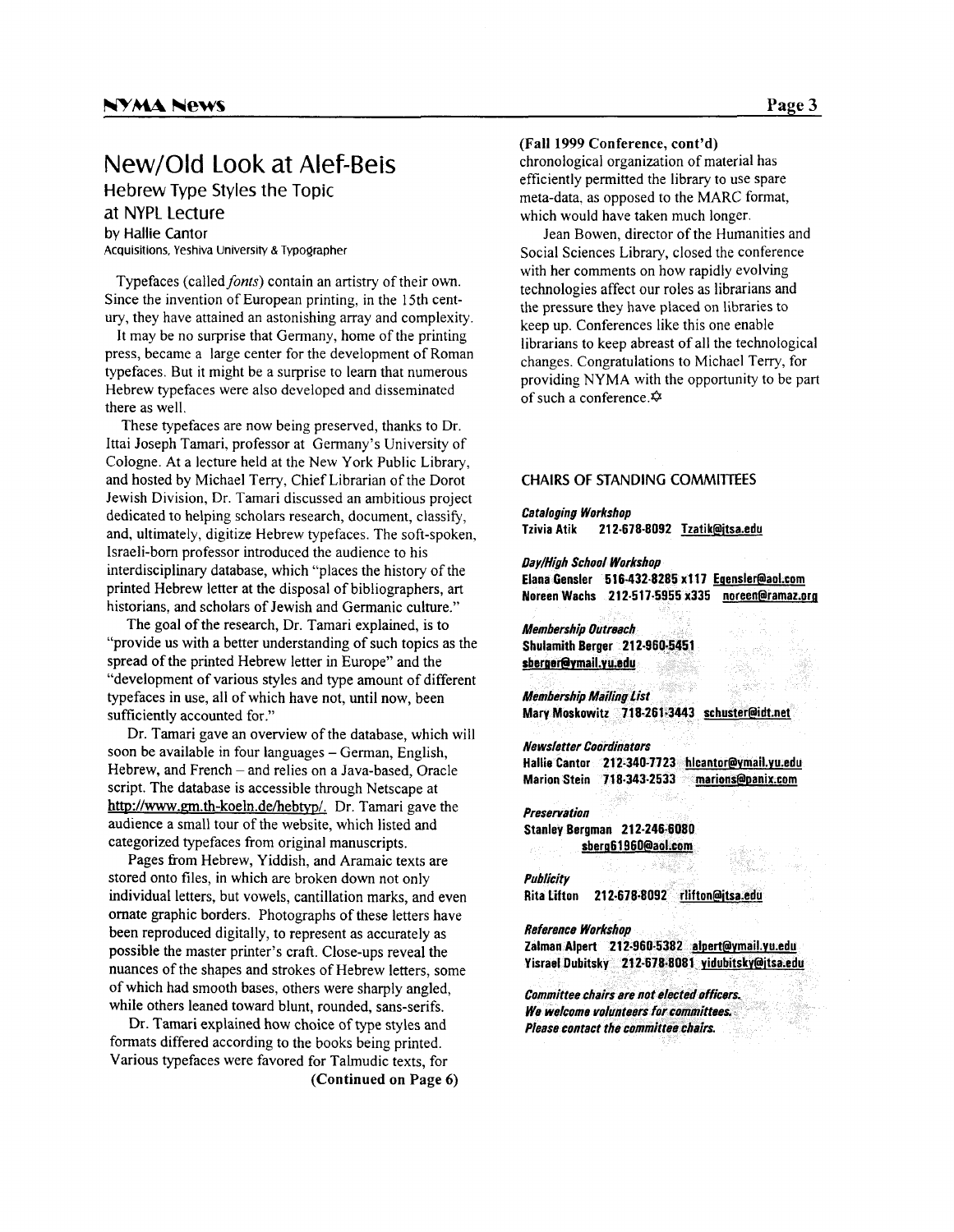# New/Old Look at Alef-Beis

## Hebrew Type Styles the Topic at NYPL Lecture

by Hallie Cantor
Acquisitions, Yeshiva University & Typographer

Typefaces (called *fonts*) contain an artistry of their own. Since the invention of European printing, in the 15th century, they have attained an astonishing array and complexity.

It may be no surprise that Germany, home of the printing press, became a large center for the development of Roman typefaces. But it might be a surprise to learn that numerous Hebrew typefaces were also developed and disseminated there as well.

These typefaces are now being preserved, thanks to Dr. Ittai Joseph Tamari, professor at Germany's University of Cologne. At a lecture held at the New York Public Library, and hosted by Michael Terry, Chief Librarian of the Dorot Jewish Division, Dr. Tamari discussed an ambitious project dedicated to helping scholars research, document, classify, and, ultimately, digitize Hebrew typefaces. The soft-spoken, Israeli-born professor introduced the audience to his interdisciplinary database, which "places the history of the printed Hebrew letter at the disposal of bibliographers, art historians, and scholars of Jewish and Germanic culture."

The goal of the research, Dr. Tamari explained, is to "provide us with a better understanding of such topics as the spread of the printed Hebrew letter in Europe" and the "development of various styles and type amount of different typefaces in use, all of which have not, until now, been sufficiently accounted for."

Dr. Tamari gave an overview of the database, which will soon be available in four languages – German, English, Hebrew, and French – and relies on a Java-based, Oracle script. The database is accessible through Netscape at http://www.gm.th-koeln.de/hebtyp/. Dr. Tamari gave the audience a small tour of the website, which listed and categorized typefaces from original manuscripts.

Pages from Hebrew, Yiddish, and Aramaic texts are stored onto files, in which are broken down not only individual letters, but vowels, cantillation marks, and even ornate graphic borders. Photographs of these letters have been reproduced digitally, to represent as accurately as possible the master printer's craft. Close-ups reveal the nuances of the shapes and strokes of Hebrew letters, some of which had smooth bases, others were sharply angled, while others leaned toward blunt, rounded, sans-serifs.

Dr. Tamari explained how choice of type styles and formats differed according to the books being printed. Various typefaces were favored for Talmudic texts, for

**(Continued on Page 6)**

**(Fall 1999 Conference, cont'd)**

chronological organization of material has efficiently permitted the library to use spare meta-data, as opposed to the MARC format, which would have taken much longer.

Jean Bowen, director of the Humanities and Social Sciences Library, closed the conference with her comments on how rapidly evolving technologies affect our roles as librarians and the pressure they have placed on libraries to keep up. Conferences like this one enable librarians to keep abreast of all the technological changes. Congratulations to Michael Terry, for providing NYMA with the opportunity to be part of such a conference.

## CHAIRS OF STANDING COMMITTEES

***Cataloging Workshop***
**Tzivia Atik 212-678-8092 Tzatik@jtsa.edu**

***Day/High School Workshop***
**Elana Gensler 516-432-8285 x117 Egensler@aol.com**
**Noreen Wachs 212-517-5955 x335 noreen@ramaz.org**

***Membership Outreach***
**Shulamith Berger 212-960-5451 sberger@ymail.yu.edu**

***Membership Mailing List***
**Mary Moskowitz 718-261-3443 schuster@idt.net**

***Newsletter Coordinators***
**Hallie Cantor 212-340-7723 hlcantor@ymail.yu.edu**
**Marion Stein 718-343-2533 marions@panix.com**

***Preservation***
**Stanley Bergman 212-246-6080 sberg61960@aol.com**

***Publicity***
**Rita Lifton 212-678-8092 rlifton@jtsa.edu**

***Reference Workshop***
**Zalman Alpert 212-960-5382 alpert@ymail.yu.edu**
**Yisrael Dubitsky 212-678-8081 yidubitsky@jtsa.edu**

***Committee chairs are not elected officers. We welcome volunteers for committees. Please contact the committee chairs.***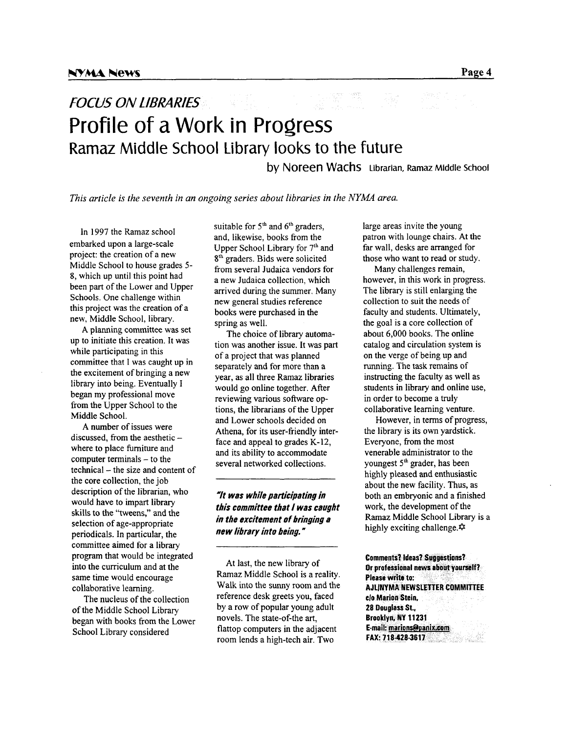*FOCUS ON LIBRARIES*

# Profile of a Work in Progress

## Ramaz Middle School Library looks to the future

by **Noreen Wachs** Librarian, Ramaz Middle School

*This article is the seventh in an ongoing series about libraries in the NYMA area.*

In 1997 the Ramaz school embarked upon a large-scale project: the creation of a new Middle School to house grades 5-8, which up until this point had been part of the Lower and Upper Schools. One challenge within this project was the creation of a new, Middle School, library.

A planning committee was set up to initiate this creation. It was while participating in this committee that I was caught up in the excitement of bringing a new library into being. Eventually I began my professional move from the Upper School to the Middle School.

A number of issues were discussed, from the aesthetic – where to place furniture and computer terminals – to the technical – the size and content of the core collection, the job description of the librarian, who would have to impart library skills to the "tweens," and the selection of age-appropriate periodicals. In particular, the committee aimed for a library program that would be integrated into the curriculum and at the same time would encourage collaborative learning.

The nucleus of the collection of the Middle School Library began with books from the Lower School Library considered suitable for 5th and 6th graders, and, likewise, books from the Upper School Library for 7th and 8th graders. Bids were solicited from several Judaica vendors for a new Judaica collection, which arrived during the summer. Many new general studies reference books were purchased in the spring as well.

The choice of library automation was another issue. It was part of a project that was planned separately and for more than a year, as all three Ramaz libraries would go online together. After reviewing various software options, the librarians of the Upper and Lower schools decided on Athena, for its user-friendly interface and appeal to grades K-12, and its ability to accommodate several networked collections.

> ***"It was while participating in this committee that I was caught in the excitement of bringing a new library into being."***

At last, the new library of Ramaz Middle School is a reality. Walk into the sunny room and the reference desk greets you, faced by a row of popular young adult novels. The state-of-the art, flattop computers in the adjacent room lends a high-tech air. Two large areas invite the young patron with lounge chairs. At the far wall, desks are arranged for those who want to read or study.

Many challenges remain, however, in this work in progress. The library is still enlarging the collection to suit the needs of faculty and students. Ultimately, the goal is a core collection of about 6,000 books. The online catalog and circulation system is on the verge of being up and running. The task remains of instructing the faculty as well as students in library and online use, in order to become a truly collaborative learning venture.

However, in terms of progress, the library is its own yardstick. Everyone, from the most venerable administrator to the youngest 5th grader, has been highly pleased and enthusiastic about the new facility. Thus, as both an embryonic and a finished work, the development of the Ramaz Middle School Library is a highly exciting challenge.✡

**Comments? Ideas? Suggestions?**
**Or professional news about yourself?**
**Please write to:**
**AJL/NYMA NEWSLETTER COMMITTEE**
**c/o Marion Stein,**
**28 Douglass St.,**
**Brooklyn, NY 11231**
**E-mail: marions@panix.com**
**FAX: 718-428-3617**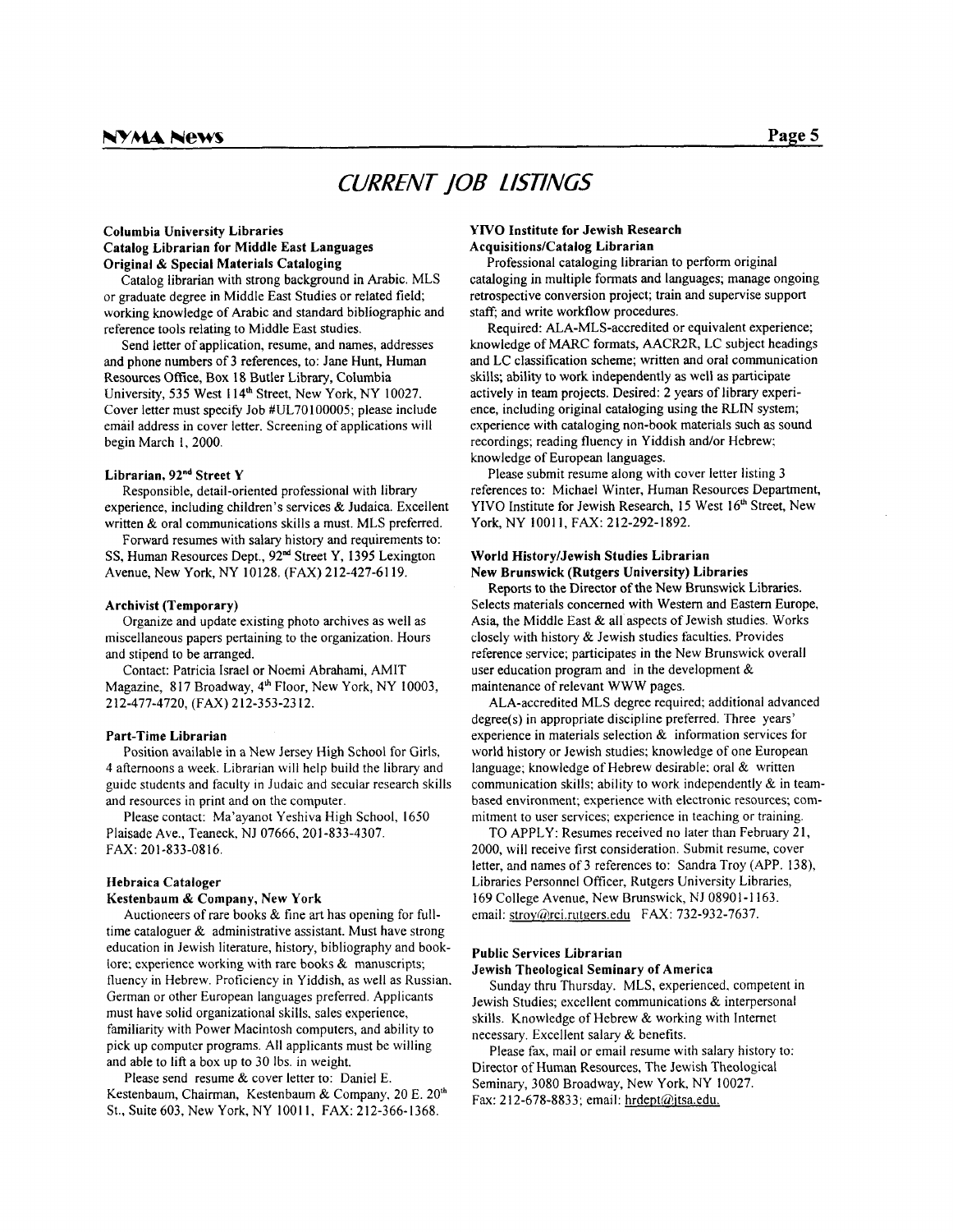# CURRENT JOB LISTINGS

**Columbia University Libraries**
**Catalog Librarian for Middle East Languages**
**Original & Special Materials Cataloging**

Catalog librarian with strong background in Arabic. MLS or graduate degree in Middle East Studies or related field; working knowledge of Arabic and standard bibliographic and reference tools relating to Middle East studies.

Send letter of application, resume, and names, addresses and phone numbers of 3 references, to: Jane Hunt, Human Resources Office, Box 18 Butler Library, Columbia University, 535 West 114th Street, New York, NY 10027. Cover letter must specify Job #UL70100005; please include email address in cover letter. Screening of applications will begin March 1, 2000.

**Librarian, 92nd Street Y**

Responsible, detail-oriented professional with library experience, including children's services & Judaica. Excellent written & oral communications skills a must. MLS preferred.

Forward resumes with salary history and requirements to: SS, Human Resources Dept., 92nd Street Y, 1395 Lexington Avenue, New York, NY 10128. (FAX) 212-427-6119.

**Archivist (Temporary)**

Organize and update existing photo archives as well as miscellaneous papers pertaining to the organization. Hours and stipend to be arranged.

Contact: Patricia Israel or Noemi Abrahami, AMIT Magazine, 817 Broadway, 4th Floor, New York, NY 10003, 212-477-4720, (FAX) 212-353-2312.

**Part-Time Librarian**

Position available in a New Jersey High School for Girls, 4 afternoons a week. Librarian will help build the library and guide students and faculty in Judaic and secular research skills and resources in print and on the computer.

Please contact: Ma'ayanot Yeshiva High School, 1650 Plaisade Ave., Teaneck, NJ 07666, 201-833-4307. FAX: 201-833-0816.

**Hebraica Cataloger**
**Kestenbaum & Company, New York**

Auctioneers of rare books & fine art has opening for full-time cataloguer & administrative assistant. Must have strong education in Jewish literature, history, bibliography and book-lore; experience working with rare books & manuscripts; fluency in Hebrew. Proficiency in Yiddish, as well as Russian, German or other European languages preferred. Applicants must have solid organizational skills, sales experience, familiarity with Power Macintosh computers, and ability to pick up computer programs. All applicants must be willing and able to lift a box up to 30 lbs. in weight.

Please send resume & cover letter to: Daniel E. Kestenbaum, Chairman, Kestenbaum & Company, 20 E. 20th St., Suite 603, New York, NY 10011, FAX: 212-366-1368.

**YIVO Institute for Jewish Research**
**Acquisitions/Catalog Librarian**

Professional cataloging librarian to perform original cataloging in multiple formats and languages; manage ongoing retrospective conversion project; train and supervise support staff; and write workflow procedures.

Required: ALA-MLS-accredited or equivalent experience; knowledge of MARC formats, AACR2R, LC subject headings and LC classification scheme; written and oral communication skills; ability to work independently as well as participate actively in team projects. Desired: 2 years of library experience, including original cataloging using the RLIN system; experience with cataloging non-book materials such as sound recordings; reading fluency in Yiddish and/or Hebrew; knowledge of European languages.

Please submit resume along with cover letter listing 3 references to: Michael Winter, Human Resources Department, YIVO Institute for Jewish Research, 15 West 16th Street, New York, NY 10011, FAX: 212-292-1892.

**World History/Jewish Studies Librarian**
**New Brunswick (Rutgers University) Libraries**

Reports to the Director of the New Brunswick Libraries. Selects materials concerned with Western and Eastern Europe, Asia, the Middle East & all aspects of Jewish studies. Works closely with history & Jewish studies faculties. Provides reference service; participates in the New Brunswick overall user education program and in the development & maintenance of relevant WWW pages.

ALA-accredited MLS degree required; additional advanced degree(s) in appropriate discipline preferred. Three years' experience in materials selection & information services for world history or Jewish studies; knowledge of one European language; knowledge of Hebrew desirable; oral & written communication skills; ability to work independently & in team-based environment; experience with electronic resources; commitment to user services; experience in teaching or training.

TO APPLY: Resumes received no later than February 21, 2000, will receive first consideration. Submit resume, cover letter, and names of 3 references to: Sandra Troy (APP. 138), Libraries Personnel Officer, Rutgers University Libraries, 169 College Avenue, New Brunswick, NJ 08901-1163. email: stroy@rci.rutgers.edu FAX: 732-932-7637.

**Public Services Librarian**
**Jewish Theological Seminary of America**

Sunday thru Thursday. MLS, experienced, competent in Jewish Studies; excellent communications & interpersonal skills. Knowledge of Hebrew & working with Internet necessary. Excellent salary & benefits.

Please fax, mail or email resume with salary history to: Director of Human Resources, The Jewish Theological Seminary, 3080 Broadway, New York, NY 10027. Fax: 212-678-8833; email: hrdept@jtsa.edu.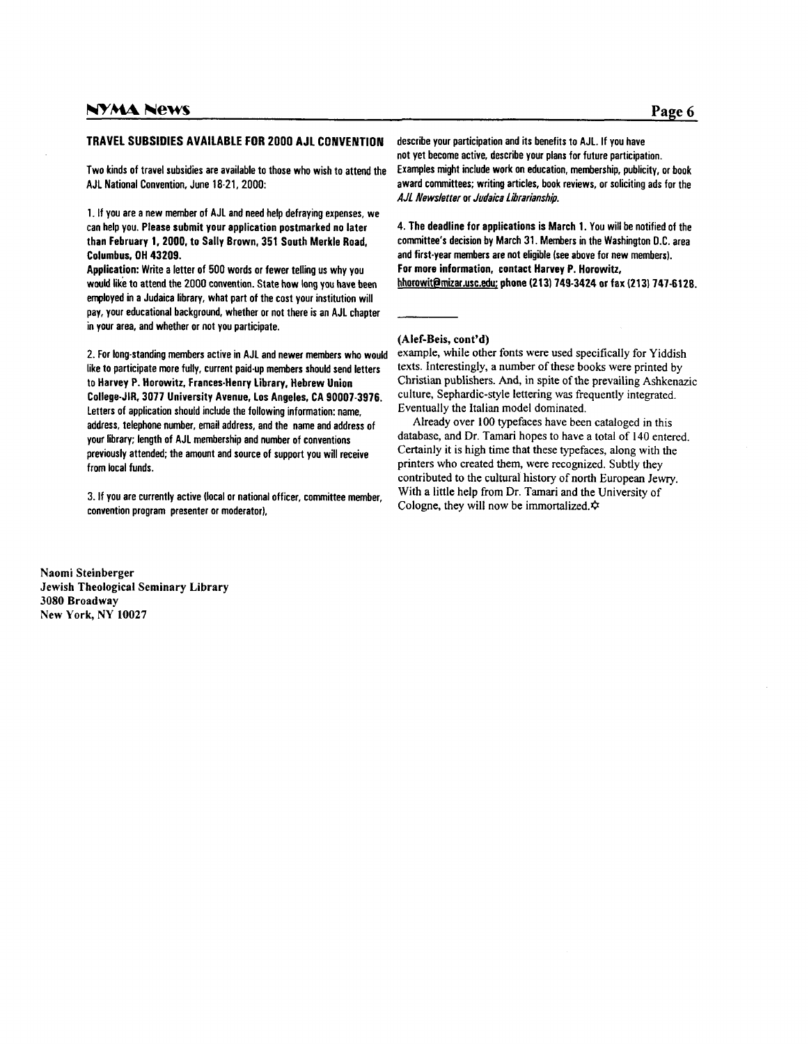## TRAVEL SUBSIDIES AVAILABLE FOR 2000 AJL CONVENTION

Two kinds of travel subsidies are available to those who wish to attend the AJL National Convention, June 18-21, 2000:

1. If you are a new member of AJL and need help defraying expenses, we can help you. **Please submit your application postmarked no later than February 1, 2000, to Sally Brown, 351 South Merkle Road, Columbus, OH 43209.**

**Application:** Write a letter of 500 words or fewer telling us why you would like to attend the 2000 convention. State how long you have been employed in a Judaica library, what part of the cost your institution will pay, your educational background, whether or not there is an AJL chapter in your area, and whether or not you participate.

2. For long-standing members active in AJL and newer members who would like to participate more fully, current paid-up members should send letters to **Harvey P. Horowitz, Frances-Henry Library, Hebrew Union College-JIR, 3077 University Avenue, Los Angeles, CA 90007-3976.** Letters of application should include the following information: name, address, telephone number, email address, and the name and address of your library; length of AJL membership and number of conventions previously attended; the amount and source of support you will receive from local funds.

3. If you are currently active (local or national officer, committee member, convention program presenter or moderator), describe your participation and its benefits to AJL. If you have not yet become active, describe your plans for future participation. Examples might include work on education, membership, publicity, or book award committees; writing articles, book reviews, or soliciting ads for the *AJL Newsletter* or *Judaica Librarianship.*

4. **The deadline for applications is March 1.** You will be notified of the committee's decision by March 31. Members in the Washington D.C. area and first-year members are not eligible (see above for new members). **For more information, contact Harvey P. Horowitz, hhorowit@mizar.usc.edu; phone (213) 749-3424 or fax (213) 747-6128.**

---

**(Alef-Beis, cont'd)**

example, while other fonts were used specifically for Yiddish texts. Interestingly, a number of these books were printed by Christian publishers. And, in spite of the prevailing Ashkenazic culture, Sephardic-style lettering was frequently integrated. Eventually the Italian model dominated.

Already over 100 typefaces have been cataloged in this database, and Dr. Tamari hopes to have a total of 140 entered. Certainly it is high time that these typefaces, along with the printers who created them, were recognized. Subtly they contributed to the cultural history of north European Jewry. With a little help from Dr. Tamari and the University of Cologne, they will now be immortalized.✡

**Naomi Steinberger**
**Jewish Theological Seminary Library**
**3080 Broadway**
**New York, NY 10027**